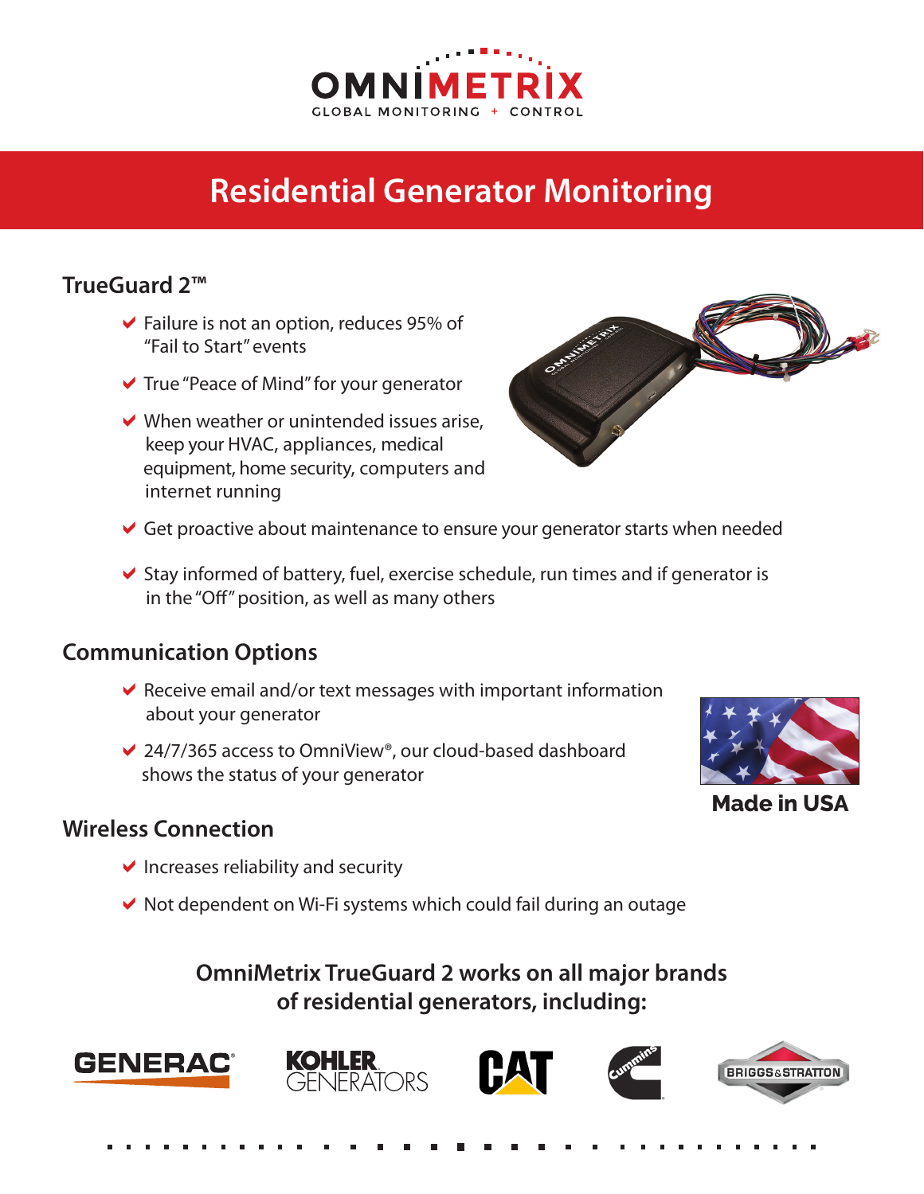# Residential Generator Monitoring

## TrueGuard 2™

- Failure is not an option, reduces 95% of "Fail to Start" events
- True "Peace of Mind" for your generator
- When weather or unintended issues arise, keep your HVAC, appliances, medical equipment, home security, computers and internet running
- Get proactive about maintenance to ensure your generator starts when needed
- Stay informed of battery, fuel, exercise schedule, run times and if generator is in the "Off" position, as well as many others

## Communication Options

- Receive email and/or text messages with important information about your generator
- 24/7/365 access to OmniView®, our cloud-based dashboard shows the status of your generator

**Made in USA**

## Wireless Connection

- Increases reliability and security
- Not dependent on Wi-Fi systems which could fail during an outage

**OmniMetrix TrueGuard 2 works on all major brands of residential generators, including:**

GENERAC · KOHLER GENERATORS · CAT · Cummins · BRIGGS & STRATTON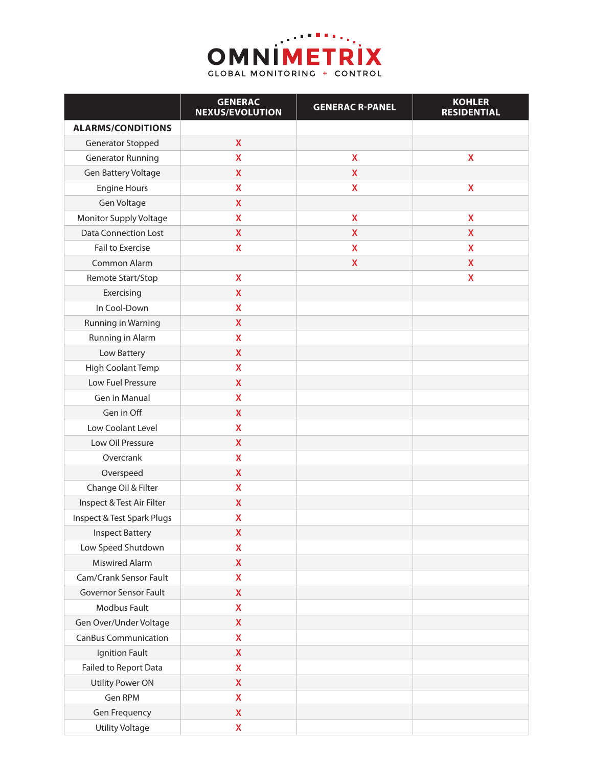# OMNIMETRIX

GLOBAL MONITORING + CONTROL

| | GENERAC NEXUS/EVOLUTION | GENERAC R-PANEL | KOHLER RESIDENTIAL |
|---|---|---|---|
| **ALARMS/CONDITIONS** | | | |
| Generator Stopped | X | | |
| Generator Running | X | X | X |
| Gen Battery Voltage | X | X | |
| Engine Hours | X | X | X |
| Gen Voltage | X | | |
| Monitor Supply Voltage | X | X | X |
| Data Connection Lost | X | X | X |
| Fail to Exercise | X | X | X |
| Common Alarm | | X | X |
| Remote Start/Stop | X | | X |
| Exercising | X | | |
| In Cool-Down | X | | |
| Running in Warning | X | | |
| Running in Alarm | X | | |
| Low Battery | X | | |
| High Coolant Temp | X | | |
| Low Fuel Pressure | X | | |
| Gen in Manual | X | | |
| Gen in Off | X | | |
| Low Coolant Level | X | | |
| Low Oil Pressure | X | | |
| Overcrank | X | | |
| Overspeed | X | | |
| Change Oil & Filter | X | | |
| Inspect & Test Air Filter | X | | |
| Inspect & Test Spark Plugs | X | | |
| Inspect Battery | X | | |
| Low Speed Shutdown | X | | |
| Miswired Alarm | X | | |
| Cam/Crank Sensor Fault | X | | |
| Governor Sensor Fault | X | | |
| Modbus Fault | X | | |
| Gen Over/Under Voltage | X | | |
| CanBus Communication | X | | |
| Ignition Fault | X | | |
| Failed to Report Data | X | | |
| Utility Power ON | X | | |
| Gen RPM | X | | |
| Gen Frequency | X | | |
| Utility Voltage | X | | |